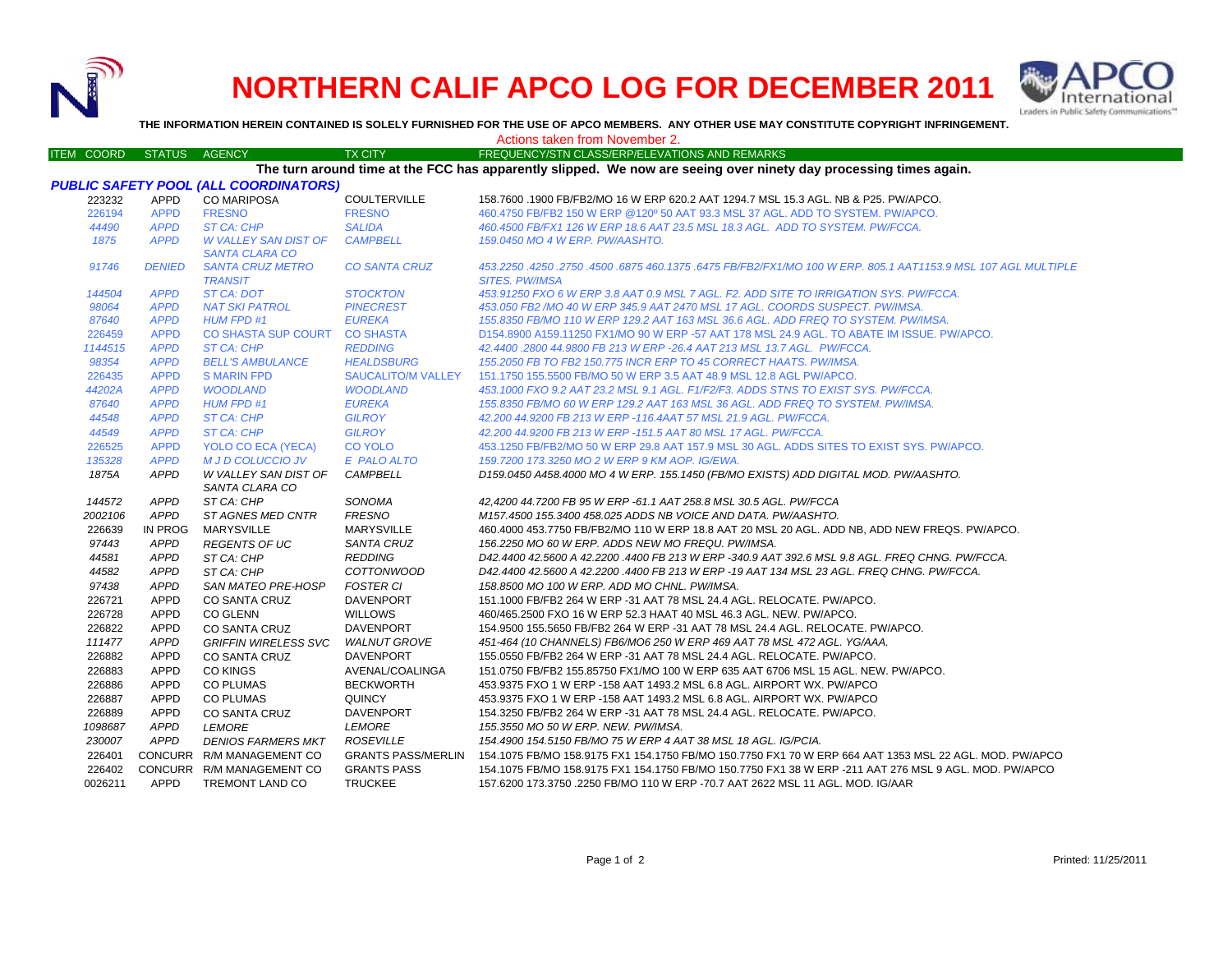# NORTHERN CALIF APCO LOG FOR DECEMBER 2011

**THE INFORMATION HEREIN CONTAINED IS SOLELY FURNISHED FOR THE USE OF APCO MEMBERS. ANY OTHER USE MAY CONSTITUTE COPYRIGHT INFRINGEMENT.**

Actions taken from November 2.

| ITEM COORD | STATUS | AGENCY | TX CITY | FREQUENCY/STN CLASS/ERP/ELEVATIONS AND REMARKS |
|---|---|---|---|---|
| | | | | **The turn around time at the FCC has apparently slipped. We now are seeing over ninety day processing times again.** |
| ***PUBLIC SAFETY POOL (ALL COORDINATORS)*** | | | | |
| 223232 | APPD | CO MARIPOSA | COULTERVILLE | 158.7600 .1900 FB/FB2/MO 16 W ERP 620.2 AAT 1294.7 MSL 15.3 AGL. NB & P25. PW/APCO. |
| 226194 | APPD | FRESNO | FRESNO | 460.4750 FB/FB2 150 W ERP @120º 50 AAT 93.3 MSL 37 AGL. ADD TO SYSTEM. PW/APCO. |
| *44490* | *APPD* | *ST CA: CHP* | *SALIDA* | *460.4500 FB/FX1 126 W ERP 18.6 AAT 23.5 MSL 18.3 AGL. ADD TO SYSTEM. PW/FCCA.* |
| *1875* | *APPD* | *W VALLEY SAN DIST OF SANTA CLARA CO* | *CAMPBELL* | *159.0450 MO 4 W ERP. PW/AASHTO.* |
| *91746* | *DENIED* | *SANTA CRUZ METRO TRANSIT* | *CO SANTA CRUZ* | *453.2250 .4250 .2750 .4500 .6875 460.1375 .6475 FB/FB2/FX1/MO 100 W ERP. 805.1 AAT1153.9 MSL 107 AGL MULTIPLE SITES. PW/IMSA* |
| *144504* | *APPD* | *ST CA: DOT* | *STOCKTON* | *453.91250 FXO 6 W ERP 3.8 AAT 0.9 MSL 7 AGL. F2. ADD SITE TO IRRIGATION SYS. PW/FCCA.* |
| *98064* | *APPD* | *NAT SKI PATROL* | *PINECREST* | *453.050 FB2 /MO 40 W ERP 345.9 AAT 2470 MSL 17 AGL. COORDS SUSPECT. PW/IMSA.* |
| *87640* | *APPD* | *HUM FPD #1* | *EUREKA* | *155.8350 FB/MO 110 W ERP 129.2 AAT 163 MSL 36.6 AGL. ADD FREQ TO SYSTEM. PW/IMSA.* |
| 226459 | APPD | CO SHASTA SUP COURT | CO SHASTA | D154.8900 A159.11250 FX1/MO 90 W ERP -57 AAT 178 MSL 24.9 AGL. TO ABATE IM ISSUE. PW/APCO. |
| *1144515* | *APPD* | *ST CA: CHP* | *REDDING* | *42.4400 .2800 44.9800 FB 213 W ERP -26.4 AAT 213 MSL 13.7 AGL. PW/FCCA.* |
| *98354* | *APPD* | *BELL'S AMBULANCE* | *HEALDSBURG* | *155.2050 FB TO FB2 150.775 INCR ERP TO 45 CORRECT HAATS. PW/IMSA.* |
| 226435 | APPD | S MARIN FPD | SAUCALITO/M VALLEY | 151.1750 155.5500 FB/MO 50 W ERP 3.5 AAT 48.9 MSL 12.8 AGL PW/APCO. |
| *44202A* | *APPD* | *WOODLAND* | *WOODLAND* | *453.1000 FXO 9.2 AAT 23.2 MSL 9.1 AGL. F1/F2/F3. ADDS STNS TO EXIST SYS. PW/FCCA.* |
| *87640* | *APPD* | *HUM FPD #1* | *EUREKA* | *155.8350 FB/MO 60 W ERP 129.2 AAT 163 MSL 36 AGL. ADD FREQ TO SYSTEM. PW/IMSA.* |
| *44548* | *APPD* | *ST CA: CHP* | *GILROY* | *42.200 44.9200 FB 213 W ERP -116.4AAT 57 MSL 21.9 AGL. PW/FCCA.* |
| *44549* | *APPD* | *ST CA: CHP* | *GILROY* | *42.200 44.9200 FB 213 W ERP -151.5 AAT 80 MSL 17 AGL. PW/FCCA.* |
| 226525 | APPD | YOLO CO ECA (YECA) | CO YOLO | 453.1250 FB/FB2/MO 50 W ERP 29.8 AAT 157.9 MSL 30 AGL. ADDS SITES TO EXIST SYS. PW/APCO. |
| *135328* | *APPD* | *M J D COLUCCIO JV* | *E PALO ALTO* | *159.7200 173.3250 MO 2 W ERP 9 KM AOP. IG/EWA.* |
| *1875A* | *APPD* | *W VALLEY SAN DIST OF SANTA CLARA CO* | *CAMPBELL* | *D159.0450 A458.4000 MO 4 W ERP. 155.1450 (FB/MO EXISTS) ADD DIGITAL MOD. PW/AASHTO.* |
| *144572* | *APPD* | *ST CA: CHP* | *SONOMA* | *42,4200 44.7200 FB 95 W ERP -61.1 AAT 258.8 MSL 30.5 AGL. PW/FCCA* |
| *2002106* | *APPD* | *ST AGNES MED CNTR* | *FRESNO* | *M157.4500 155.3400 458.025 ADDS NB VOICE AND DATA. PW/AASHTO.* |
| 226639 | IN PROG | MARYSVILLE | MARYSVILLE | 460.4000 453.7750 FB/FB2/MO 110 W ERP 18.8 AAT 20 MSL 20 AGL. ADD NB, ADD NEW FREQS. PW/APCO. |
| *97443* | *APPD* | *REGENTS OF UC* | *SANTA CRUZ* | *156.2250 MO 60 W ERP. ADDS NEW MO FREQU. PW/IMSA.* |
| *44581* | *APPD* | *ST CA: CHP* | *REDDING* | *D42.4400 42.5600 A 42.2200 .4400 FB 213 W ERP -340.9 AAT 392.6 MSL 9.8 AGL. FREQ CHNG. PW/FCCA.* |
| *44582* | *APPD* | *ST CA: CHP* | *COTTONWOOD* | *D42.4400 42.5600 A 42.2200 .4400 FB 213 W ERP -19 AAT 134 MSL 23 AGL. FREQ CHNG. PW/FCCA.* |
| *97438* | *APPD* | *SAN MATEO PRE-HOSP* | *FOSTER CI* | *158.8500 MO 100 W ERP. ADD MO CHNL. PW/IMSA.* |
| 226721 | APPD | CO SANTA CRUZ | DAVENPORT | 151.1000 FB/FB2 264 W ERP -31 AAT 78 MSL 24.4 AGL. RELOCATE. PW/APCO. |
| 226728 | APPD | CO GLENN | WILLOWS | 460/465.2500 FXO 16 W ERP 52.3 HAAT 40 MSL 46.3 AGL. NEW. PW/APCO. |
| 226822 | APPD | CO SANTA CRUZ | DAVENPORT | 154.9500 155.5650 FB/FB2 264 W ERP -31 AAT 78 MSL 24.4 AGL. RELOCATE. PW/APCO. |
| *111477* | *APPD* | *GRIFFIN WIRELESS SVC* | *WALNUT GROVE* | *451-464 (10 CHANNELS) FB6/MO6 250 W ERP 469 AAT 78 MSL 472 AGL. YG/AAA.* |
| 226882 | APPD | CO SANTA CRUZ | DAVENPORT | 155.0550 FB/FB2 264 W ERP -31 AAT 78 MSL 24.4 AGL. RELOCATE. PW/APCO. |
| 226883 | APPD | CO KINGS | AVENAL/COALINGA | 151.0750 FB/FB2 155.85750 FX1/MO 100 W ERP 635 AAT 6706 MSL 15 AGL. NEW. PW/APCO. |
| 226886 | APPD | CO PLUMAS | BECKWORTH | 453.9375 FXO 1 W ERP -158 AAT 1493.2 MSL 6.8 AGL. AIRPORT WX. PW/APCO |
| 226887 | APPD | CO PLUMAS | QUINCY | 453.9375 FXO 1 W ERP -158 AAT 1493.2 MSL 6.8 AGL. AIRPORT WX. PW/APCO |
| 226889 | APPD | CO SANTA CRUZ | DAVENPORT | 154.3250 FB/FB2 264 W ERP -31 AAT 78 MSL 24.4 AGL. RELOCATE. PW/APCO. |
| *1098687* | *APPD* | *LEMORE* | *LEMORE* | *155.3550 MO 50 W ERP. NEW. PW/IMSA.* |
| *230007* | *APPD* | *DENIOS FARMERS MKT* | *ROSEVILLE* | *154.4900 154.5150 FB/MO 75 W ERP 4 AAT 38 MSL 18 AGL. IG/PCIA.* |
| 226401 | CONCURR | R/M MANAGEMENT CO | GRANTS PASS/MERLIN | 154.1075 FB/MO 158.9175 FX1 154.1750 FB/MO 150.7750 FX1 70 W ERP 664 AAT 1353 MSL 22 AGL. MOD. PW/APCO |
| 226402 | CONCURR | R/M MANAGEMENT CO | GRANTS PASS | 154.1075 FB/MO 158.9175 FX1 154.1750 FB/MO 150.7750 FX1 38 W ERP -211 AAT 276 MSL 9 AGL. MOD. PW/APCO |
| 0026211 | APPD | TREMONT LAND CO | TRUCKEE | 157.6200 173.3750 .2250 FB/MO 110 W ERP -70.7 AAT 2622 MSL 11 AGL. MOD. IG/AAR |

Printed: 11/25/2011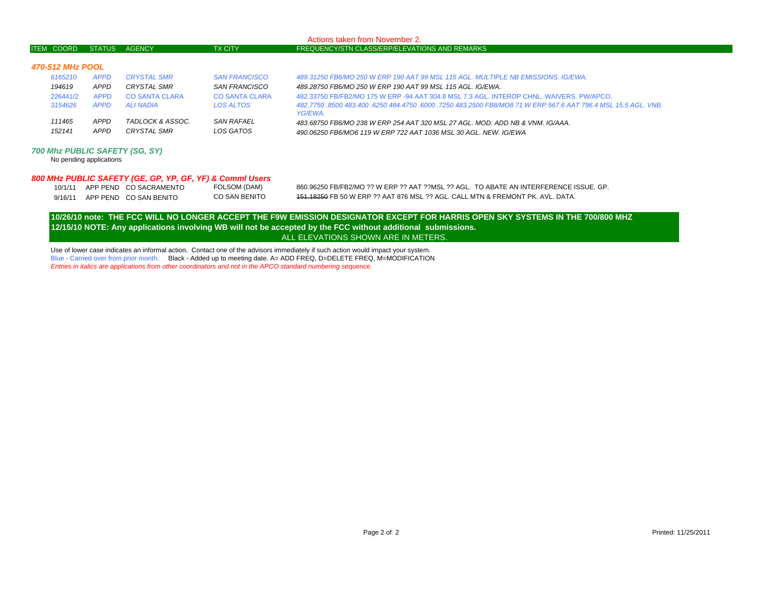Actions taken from November 2.

| ITEM | COORD | STATUS | AGENCY | TX CITY | FREQUENCY/STN CLASS/ERP/ELEVATIONS AND REMARKS |
|---|---|---|---|---|---|

### *470-512 MHz POOL*

| ITEM | COORD | STATUS | AGENCY | TX CITY | FREQUENCY/STN CLASS/ERP/ELEVATIONS AND REMARKS |
|---|---|---|---|---|---|
| | *6165210* | *APPD* | *CRYSTAL SMR* | *SAN FRANCISCO* | *489.31250 FB6/MO 250 W ERP 190 AAT 99 MSL 115 AGL. MULTIPLE NB EMISSIONS. IG/EWA.* |
| | *194619* | *APPD* | *CRYSTAL SMR* | *SAN FRANCISCO* | *489.28750 FB6/MO 250 W ERP 190 AAT 99 MSL 115 AGL. IG/EWA.* |
| | 226441/2 | APPD | CO SANTA CLARA | CO SANTA CLARA | 482.33750 FB/FB2/MO 175 W ERP -94 AAT 304.8 MSL 7.3 AGL. INTEROP CHNL. WAIVERS. PW/APCO. |
| | *3154626* | *APPD* | *ALI NADIA* | *LOS ALTOS* | *482.7750 .8500 483.400 .6250 484.4750 .6000 .7250 483.2500 FB8/MO8 71 W ERP 567.6 AAT 796.4 MSL 15.5 AGL. VNB. YG/EWA.* |
| | *111465* | *APPD* | *TADLOCK & ASSOC.* | *SAN RAFAEL* | *483.68750 FB6/MO 238 W ERP 254 AAT 320 MSL 27 AGL. MOD: ADD NB & VNM. IG/AAA.* |
| | *152141* | *APPD* | *CRYSTAL SMR* | *LOS GATOS* | *490.06250 FB6/MO6 119 W ERP 722 AAT 1036 MSL 30 AGL. NEW. IG/EWA* |

### *700 Mhz PUBLIC SAFETY (SG, SY)*

No pending applications

### *800 MHz PUBLIC SAFETY (GE, GP, YP, GF, YF) & Comml Users*

| ITEM | COORD | STATUS | AGENCY | TX CITY | FREQUENCY/STN CLASS/ERP/ELEVATIONS AND REMARKS |
|---|---|---|---|---|---|
| | 10/1/11 | APP PEND | CO SACRAMENTO | FOLSOM (DAM) | 860.96250 FB/FB2/MO ?? W ERP ?? AAT ??MSL ?? AGL. TO ABATE AN INTERFERENCE ISSUE. GP. |
| | 9/16/11 | APP PEND | CO SAN BENITO | CO SAN BENITO | ~~151.18250~~ FB 50 W ERP ?? AAT 876 MSL ?? AGL. CALL MTN & FREMONT PK. AVL. DATA. |

**10/26/10 note: THE FCC WILL NO LONGER ACCEPT THE F9W EMISSION DESIGNATOR EXCEPT FOR HARRIS OPEN SKY SYSTEMS IN THE 700/800 MHZ**

**12/15/10 NOTE: Any applications involving WB will not be accepted by the FCC without additional submissions.**

ALL ELEVATIONS SHOWN ARE IN METERS.

Use of lower case indicates an informal action. Contact one of the advisors immediately if such action would impact your system.

Blue - Carried over from prior month. Black - Added up to meeting date. A= ADD FREQ, D=DELETE FREQ, M=MODIFICATION

*Entries in italics are applications from other coordinators and not in the APCO standard numbering sequence.*

Printed: 11/25/2011